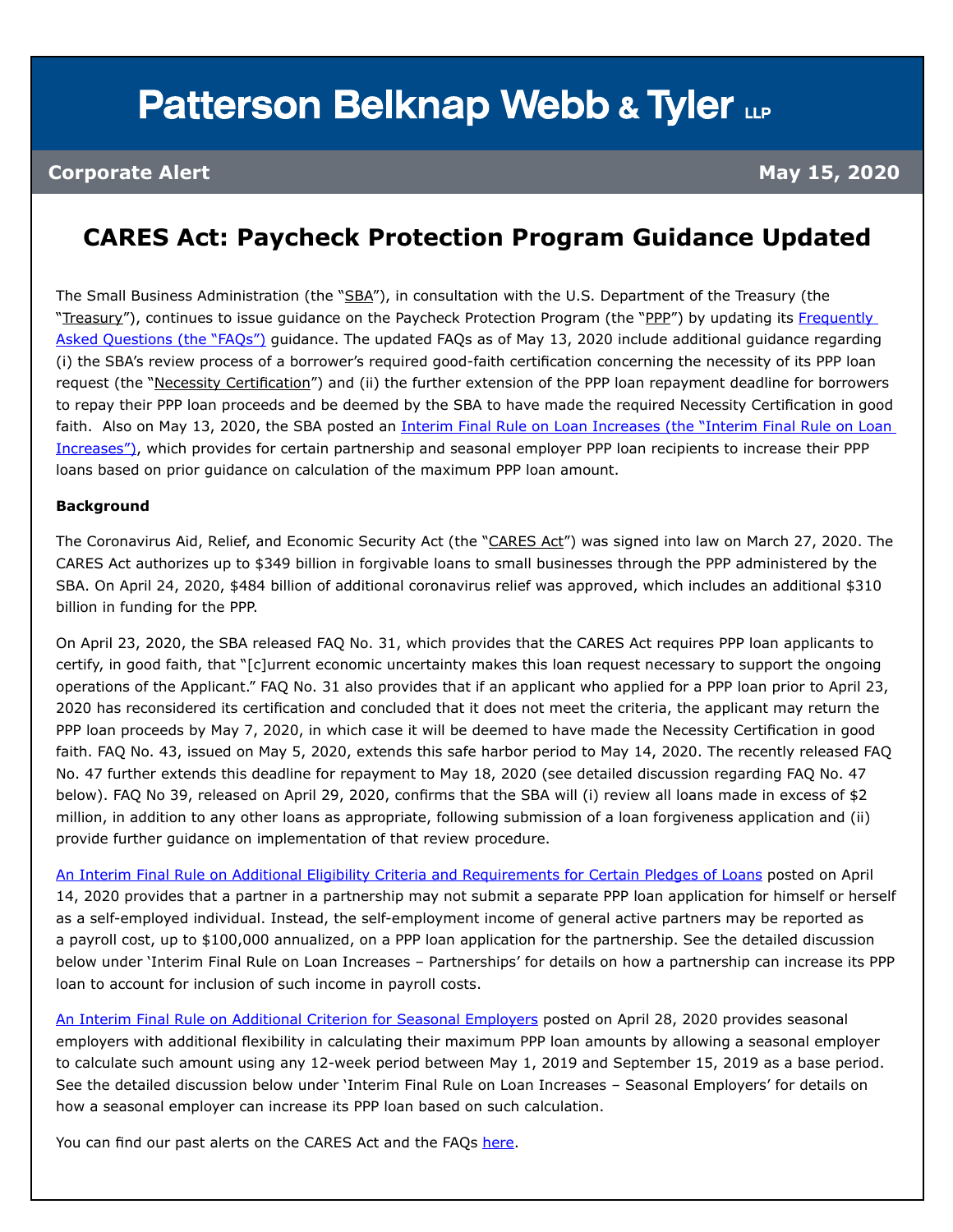# Patterson Belknap Webb & Tyler LLP

**Corporate Alert** **May 15, 2020**

## CARES Act: Paycheck Protection Program Guidance Updated

The Small Business Administration (the "SBA"), in consultation with the U.S. Department of the Treasury (the "Treasury"), continues to issue guidance on the Paycheck Protection Program (the "PPP") by updating its [Frequently Asked Questions (the "FAQs")](#) guidance. The updated FAQs as of May 13, 2020 include additional guidance regarding (i) the SBA's review process of a borrower's required good-faith certification concerning the necessity of its PPP loan request (the "Necessity Certification") and (ii) the further extension of the PPP loan repayment deadline for borrowers to repay their PPP loan proceeds and be deemed by the SBA to have made the required Necessity Certification in good faith. Also on May 13, 2020, the SBA posted an [Interim Final Rule on Loan Increases (the "Interim Final Rule on Loan Increases")](#), which provides for certain partnership and seasonal employer PPP loan recipients to increase their PPP loans based on prior guidance on calculation of the maximum PPP loan amount.

**Background**

The Coronavirus Aid, Relief, and Economic Security Act (the "CARES Act") was signed into law on March 27, 2020. The CARES Act authorizes up to $349 billion in forgivable loans to small businesses through the PPP administered by the SBA. On April 24, 2020, $484 billion of additional coronavirus relief was approved, which includes an additional $310 billion in funding for the PPP.

On April 23, 2020, the SBA released FAQ No. 31, which provides that the CARES Act requires PPP loan applicants to certify, in good faith, that "[c]urrent economic uncertainty makes this loan request necessary to support the ongoing operations of the Applicant." FAQ No. 31 also provides that if an applicant who applied for a PPP loan prior to April 23, 2020 has reconsidered its certification and concluded that it does not meet the criteria, the applicant may return the PPP loan proceeds by May 7, 2020, in which case it will be deemed to have made the Necessity Certification in good faith. FAQ No. 43, issued on May 5, 2020, extends this safe harbor period to May 14, 2020. The recently released FAQ No. 47 further extends this deadline for repayment to May 18, 2020 (see detailed discussion regarding FAQ No. 47 below). FAQ No 39, released on April 29, 2020, confirms that the SBA will (i) review all loans made in excess of $2 million, in addition to any other loans as appropriate, following submission of a loan forgiveness application and (ii) provide further guidance on implementation of that review procedure.

[An Interim Final Rule on Additional Eligibility Criteria and Requirements for Certain Pledges of Loans](#) posted on April 14, 2020 provides that a partner in a partnership may not submit a separate PPP loan application for himself or herself as a self-employed individual. Instead, the self-employment income of general active partners may be reported as a payroll cost, up to $100,000 annualized, on a PPP loan application for the partnership. See the detailed discussion below under 'Interim Final Rule on Loan Increases – Partnerships' for details on how a partnership can increase its PPP loan to account for inclusion of such income in payroll costs.

[An Interim Final Rule on Additional Criterion for Seasonal Employers](#) posted on April 28, 2020 provides seasonal employers with additional flexibility in calculating their maximum PPP loan amounts by allowing a seasonal employer to calculate such amount using any 12-week period between May 1, 2019 and September 15, 2019 as a base period. See the detailed discussion below under 'Interim Final Rule on Loan Increases – Seasonal Employers' for details on how a seasonal employer can increase its PPP loan based on such calculation.

You can find our past alerts on the CARES Act and the FAQs [here](#).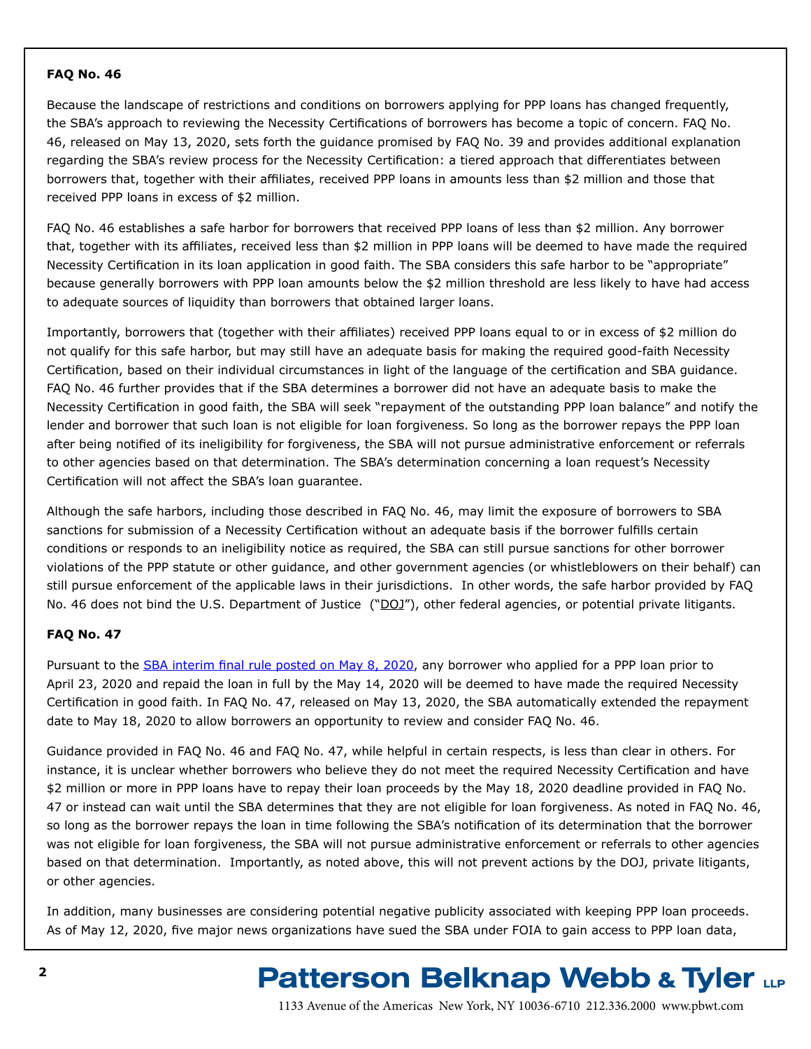**FAQ No. 46**

Because the landscape of restrictions and conditions on borrowers applying for PPP loans has changed frequently, the SBA's approach to reviewing the Necessity Certifications of borrowers has become a topic of concern. FAQ No. 46, released on May 13, 2020, sets forth the guidance promised by FAQ No. 39 and provides additional explanation regarding the SBA's review process for the Necessity Certification: a tiered approach that differentiates between borrowers that, together with their affiliates, received PPP loans in amounts less than $2 million and those that received PPP loans in excess of $2 million.

FAQ No. 46 establishes a safe harbor for borrowers that received PPP loans of less than $2 million. Any borrower that, together with its affiliates, received less than $2 million in PPP loans will be deemed to have made the required Necessity Certification in its loan application in good faith. The SBA considers this safe harbor to be "appropriate" because generally borrowers with PPP loan amounts below the $2 million threshold are less likely to have had access to adequate sources of liquidity than borrowers that obtained larger loans.

Importantly, borrowers that (together with their affiliates) received PPP loans equal to or in excess of $2 million do not qualify for this safe harbor, but may still have an adequate basis for making the required good-faith Necessity Certification, based on their individual circumstances in light of the language of the certification and SBA guidance. FAQ No. 46 further provides that if the SBA determines a borrower did not have an adequate basis to make the Necessity Certification in good faith, the SBA will seek "repayment of the outstanding PPP loan balance" and notify the lender and borrower that such loan is not eligible for loan forgiveness. So long as the borrower repays the PPP loan after being notified of its ineligibility for forgiveness, the SBA will not pursue administrative enforcement or referrals to other agencies based on that determination. The SBA's determination concerning a loan request's Necessity Certification will not affect the SBA's loan guarantee.

Although the safe harbors, including those described in FAQ No. 46, may limit the exposure of borrowers to SBA sanctions for submission of a Necessity Certification without an adequate basis if the borrower fulfills certain conditions or responds to an ineligibility notice as required, the SBA can still pursue sanctions for other borrower violations of the PPP statute or other guidance, and other government agencies (or whistleblowers on their behalf) can still pursue enforcement of the applicable laws in their jurisdictions. In other words, the safe harbor provided by FAQ No. 46 does not bind the U.S. Department of Justice ("DOJ"), other federal agencies, or potential private litigants.

**FAQ No. 47**

Pursuant to the SBA interim final rule posted on May 8, 2020, any borrower who applied for a PPP loan prior to April 23, 2020 and repaid the loan in full by the May 14, 2020 will be deemed to have made the required Necessity Certification in good faith. In FAQ No. 47, released on May 13, 2020, the SBA automatically extended the repayment date to May 18, 2020 to allow borrowers an opportunity to review and consider FAQ No. 46.

Guidance provided in FAQ No. 46 and FAQ No. 47, while helpful in certain respects, is less than clear in others. For instance, it is unclear whether borrowers who believe they do not meet the required Necessity Certification and have $2 million or more in PPP loans have to repay their loan proceeds by the May 18, 2020 deadline provided in FAQ No. 47 or instead can wait until the SBA determines that they are not eligible for loan forgiveness. As noted in FAQ No. 46, so long as the borrower repays the loan in time following the SBA's notification of its determination that the borrower was not eligible for loan forgiveness, the SBA will not pursue administrative enforcement or referrals to other agencies based on that determination. Importantly, as noted above, this will not prevent actions by the DOJ, private litigants, or other agencies.

In addition, many businesses are considering potential negative publicity associated with keeping PPP loan proceeds. As of May 12, 2020, five major news organizations have sued the SBA under FOIA to gain access to PPP loan data,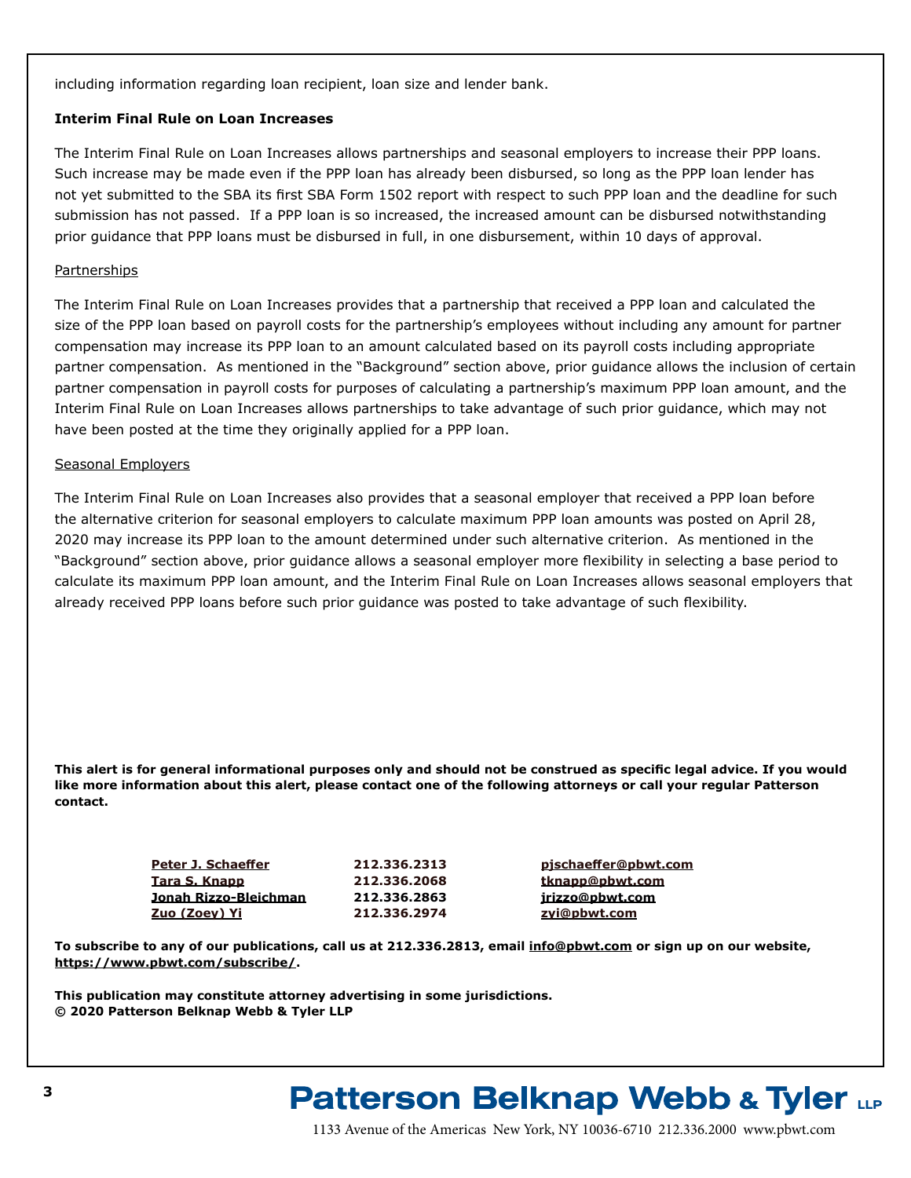including information regarding loan recipient, loan size and lender bank.

**Interim Final Rule on Loan Increases**

The Interim Final Rule on Loan Increases allows partnerships and seasonal employers to increase their PPP loans. Such increase may be made even if the PPP loan has already been disbursed, so long as the PPP loan lender has not yet submitted to the SBA its first SBA Form 1502 report with respect to such PPP loan and the deadline for such submission has not passed. If a PPP loan is so increased, the increased amount can be disbursed notwithstanding prior guidance that PPP loans must be disbursed in full, in one disbursement, within 10 days of approval.

Partnerships

The Interim Final Rule on Loan Increases provides that a partnership that received a PPP loan and calculated the size of the PPP loan based on payroll costs for the partnership's employees without including any amount for partner compensation may increase its PPP loan to an amount calculated based on its payroll costs including appropriate partner compensation. As mentioned in the "Background" section above, prior guidance allows the inclusion of certain partner compensation in payroll costs for purposes of calculating a partnership's maximum PPP loan amount, and the Interim Final Rule on Loan Increases allows partnerships to take advantage of such prior guidance, which may not have been posted at the time they originally applied for a PPP loan.

Seasonal Employers

The Interim Final Rule on Loan Increases also provides that a seasonal employer that received a PPP loan before the alternative criterion for seasonal employers to calculate maximum PPP loan amounts was posted on April 28, 2020 may increase its PPP loan to the amount determined under such alternative criterion. As mentioned in the "Background" section above, prior guidance allows a seasonal employer more flexibility in selecting a base period to calculate its maximum PPP loan amount, and the Interim Final Rule on Loan Increases allows seasonal employers that already received PPP loans before such prior guidance was posted to take advantage of such flexibility.

**This alert is for general informational purposes only and should not be construed as specific legal advice. If you would like more information about this alert, please contact one of the following attorneys or call your regular Patterson contact.**

| | | |
|---|---|---|
| **Peter J. Schaeffer** | **212.336.2313** | **pjschaeffer@pbwt.com** |
| **Tara S. Knapp** | **212.336.2068** | **tknapp@pbwt.com** |
| **Jonah Rizzo-Bleichman** | **212.336.2863** | **jrizzo@pbwt.com** |
| **Zuo (Zoey) Yi** | **212.336.2974** | **zyi@pbwt.com** |

**To subscribe to any of our publications, call us at 212.336.2813, email info@pbwt.com or sign up on our website, https://www.pbwt.com/subscribe/.**

**This publication may constitute attorney advertising in some jurisdictions.**
**© 2020 Patterson Belknap Webb & Tyler LLP**

**Patterson Belknap Webb & Tyler LLP**

1133 Avenue of the Americas New York, NY 10036-6710 212.336.2000 www.pbwt.com